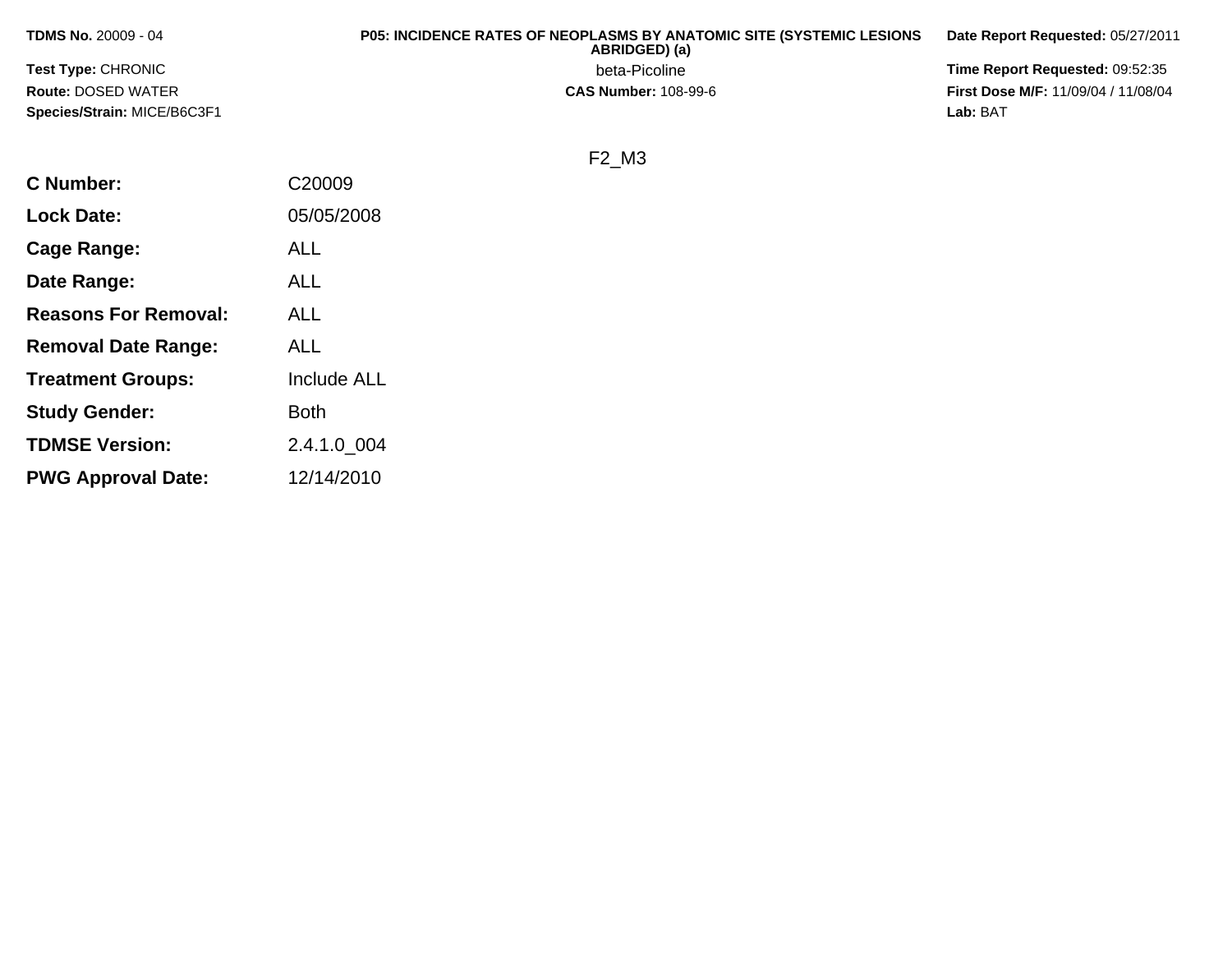**TDMS No.** 20009 - 04

**Test Type:** CHRONIC

**Route:** DOSED WATER

**Species/Strain:** MICE/B6C3F1

**P05: INCIDENCE RATES OF NEOPLASMS BY ANATOMIC SITE (SYSTEMIC LESIONS ABRIDGED) (a)**

beta-Picoline

**CAS Number:** 108-99-6

**Date Report Requested:** 05/27/2011

**Time Report Requested:** 09:52:35

**First Dose M/F:** 11/09/04 / 11/08/04

**Lab:** BAT

F2_M3

| | |
|---|---|
| **C Number:** | C20009 |
| **Lock Date:** | 05/05/2008 |
| **Cage Range:** | ALL |
| **Date Range:** | ALL |
| **Reasons For Removal:** | ALL |
| **Removal Date Range:** | ALL |
| **Treatment Groups:** | Include ALL |
| **Study Gender:** | Both |
| **TDMSE Version:** | 2.4.1.0_004 |
| **PWG Approval Date:** | 12/14/2010 |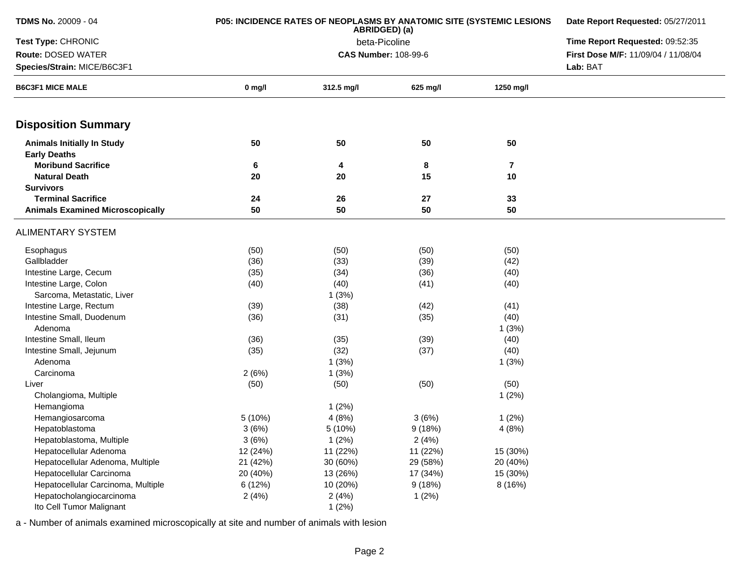**TDMS No.** 20009 - 04
**Test Type:** CHRONIC
**Route:** DOSED WATER
**Species/Strain:** MICE/B6C3F1

**P05: INCIDENCE RATES OF NEOPLASMS BY ANATOMIC SITE (SYSTEMIC LESIONS ABRIDGED) (a)**
beta-Picoline
**CAS Number:** 108-99-6

**Date Report Requested:** 05/27/2011
**Time Report Requested:** 09:52:35
**First Dose M/F:** 11/09/04 / 11/08/04
**Lab:** BAT

| B6C3F1 MICE MALE | 0 mg/l | 312.5 mg/l | 625 mg/l | 1250 mg/l |
|---|---|---|---|---|
| **Disposition Summary** | | | | |
| **Animals Initially In Study** | **50** | **50** | **50** | **50** |
| **Early Deaths** | | | | |
| **Moribund Sacrifice** | **6** | **4** | **8** | **7** |
| **Natural Death** | **20** | **20** | **15** | **10** |
| **Survivors** | | | | |
| **Terminal Sacrifice** | **24** | **26** | **27** | **33** |
| **Animals Examined Microscopically** | **50** | **50** | **50** | **50** |
| ALIMENTARY SYSTEM | | | | |
| Esophagus | (50) | (50) | (50) | (50) |
| Gallbladder | (36) | (33) | (39) | (42) |
| Intestine Large, Cecum | (35) | (34) | (36) | (40) |
| Intestine Large, Colon | (40) | (40) | (41) | (40) |
| Sarcoma, Metastatic, Liver | | 1 (3%) | | |
| Intestine Large, Rectum | (39) | (38) | (42) | (41) |
| Intestine Small, Duodenum | (36) | (31) | (35) | (40) |
| Adenoma | | | | 1 (3%) |
| Intestine Small, Ileum | (36) | (35) | (39) | (40) |
| Intestine Small, Jejunum | (35) | (32) | (37) | (40) |
| Adenoma | | 1 (3%) | | 1 (3%) |
| Carcinoma | 2 (6%) | 1 (3%) | | |
| Liver | (50) | (50) | (50) | (50) |
| Cholangioma, Multiple | | | | 1 (2%) |
| Hemangioma | | 1 (2%) | | |
| Hemangiosarcoma | 5 (10%) | 4 (8%) | 3 (6%) | 1 (2%) |
| Hepatoblastoma | 3 (6%) | 5 (10%) | 9 (18%) | 4 (8%) |
| Hepatoblastoma, Multiple | 3 (6%) | 1 (2%) | 2 (4%) | |
| Hepatocellular Adenoma | 12 (24%) | 11 (22%) | 11 (22%) | 15 (30%) |
| Hepatocellular Adenoma, Multiple | 21 (42%) | 30 (60%) | 29 (58%) | 20 (40%) |
| Hepatocellular Carcinoma | 20 (40%) | 13 (26%) | 17 (34%) | 15 (30%) |
| Hepatocellular Carcinoma, Multiple | 6 (12%) | 10 (20%) | 9 (18%) | 8 (16%) |
| Hepatocholangiocarcinoma | 2 (4%) | 2 (4%) | 1 (2%) | |
| Ito Cell Tumor Malignant | | 1 (2%) | | |

a - Number of animals examined microscopically at site and number of animals with lesion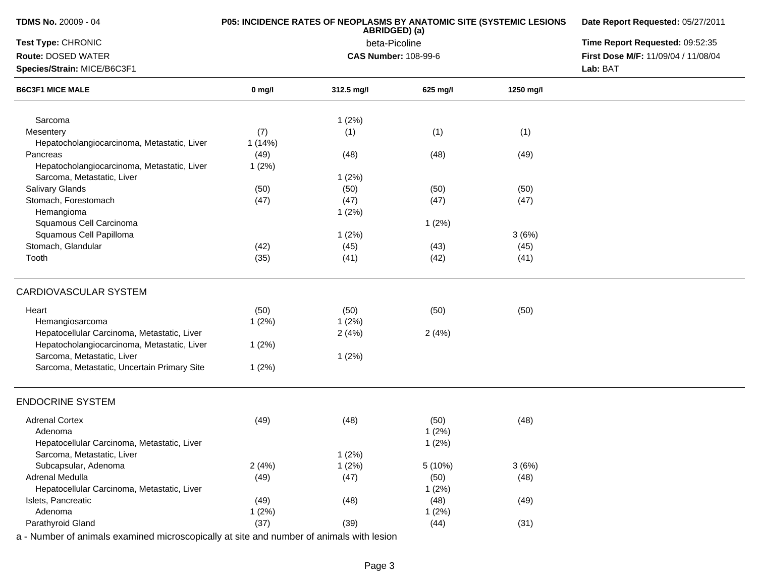**TDMS No.** 20009 - 04
**Test Type:** CHRONIC
**Route:** DOSED WATER
**Species/Strain:** MICE/B6C3F1

**P05: INCIDENCE RATES OF NEOPLASMS BY ANATOMIC SITE (SYSTEMIC LESIONS ABRIDGED) (a)**
beta-Picoline
**CAS Number:** 108-99-6

**Date Report Requested:** 05/27/2011
**Time Report Requested:** 09:52:35
**First Dose M/F:** 11/09/04 / 11/08/04
**Lab:** BAT

| B6C3F1 MICE MALE | 0 mg/l | 312.5 mg/l | 625 mg/l | 1250 mg/l |
|---|---|---|---|---|
| Sarcoma | | 1 (2%) | | |
| Mesentery | (7) | (1) | (1) | (1) |
| Hepatocholangiocarcinoma, Metastatic, Liver | 1 (14%) | | | |
| Pancreas | (49) | (48) | (48) | (49) |
| Hepatocholangiocarcinoma, Metastatic, Liver | 1 (2%) | | | |
| Sarcoma, Metastatic, Liver | | 1 (2%) | | |
| Salivary Glands | (50) | (50) | (50) | (50) |
| Stomach, Forestomach | (47) | (47) | (47) | (47) |
| Hemangioma | | 1 (2%) | | |
| Squamous Cell Carcinoma | | | 1 (2%) | |
| Squamous Cell Papilloma | | 1 (2%) | | 3 (6%) |
| Stomach, Glandular | (42) | (45) | (43) | (45) |
| Tooth | (35) | (41) | (42) | (41) |
| **CARDIOVASCULAR SYSTEM** | | | | |
| Heart | (50) | (50) | (50) | (50) |
| Hemangiosarcoma | 1 (2%) | 1 (2%) | | |
| Hepatocellular Carcinoma, Metastatic, Liver | | 2 (4%) | 2 (4%) | |
| Hepatocholangiocarcinoma, Metastatic, Liver | 1 (2%) | | | |
| Sarcoma, Metastatic, Liver | | 1 (2%) | | |
| Sarcoma, Metastatic, Uncertain Primary Site | 1 (2%) | | | |
| **ENDOCRINE SYSTEM** | | | | |
| Adrenal Cortex | (49) | (48) | (50) | (48) |
| Adenoma | | | 1 (2%) | |
| Hepatocellular Carcinoma, Metastatic, Liver | | | 1 (2%) | |
| Sarcoma, Metastatic, Liver | | 1 (2%) | | |
| Subcapsular, Adenoma | 2 (4%) | 1 (2%) | 5 (10%) | 3 (6%) |
| Adrenal Medulla | (49) | (47) | (50) | (48) |
| Hepatocellular Carcinoma, Metastatic, Liver | | | 1 (2%) | |
| Islets, Pancreatic | (49) | (48) | (48) | (49) |
| Adenoma | 1 (2%) | | 1 (2%) | |
| Parathyroid Gland | (37) | (39) | (44) | (31) |

a - Number of animals examined microscopically at site and number of animals with lesion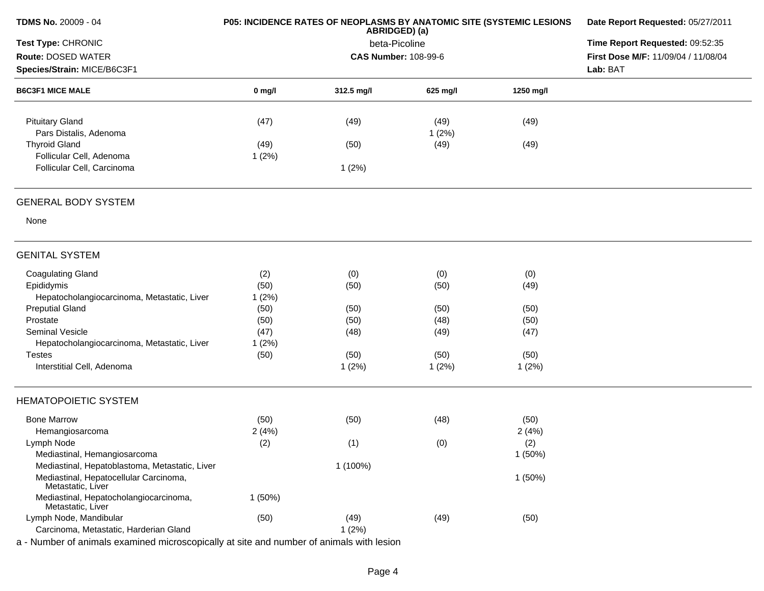**TDMS No.** 20009 - 04
**Test Type:** CHRONIC
**Route:** DOSED WATER
**Species/Strain:** MICE/B6C3F1

**P05: INCIDENCE RATES OF NEOPLASMS BY ANATOMIC SITE (SYSTEMIC LESIONS ABRIDGED) (a)**
beta-Picoline
**CAS Number:** 108-99-6

**Date Report Requested:** 05/27/2011
**Time Report Requested:** 09:52:35
**First Dose M/F:** 11/09/04 / 11/08/04
**Lab:** BAT

| B6C3F1 MICE MALE | 0 mg/l | 312.5 mg/l | 625 mg/l | 1250 mg/l |
|---|---|---|---|---|
| Pituitary Gland | (47) | (49) | (49) | (49) |
| Pars Distalis, Adenoma | | | 1 (2%) | |
| Thyroid Gland | (49) | (50) | (49) | (49) |
| Follicular Cell, Adenoma | 1 (2%) | | | |
| Follicular Cell, Carcinoma | | 1 (2%) | | |
| **GENERAL BODY SYSTEM** | | | | |
| None | | | | |
| **GENITAL SYSTEM** | | | | |
| Coagulating Gland | (2) | (0) | (0) | (0) |
| Epididymis | (50) | (50) | (50) | (49) |
| Hepatocholangiocarcinoma, Metastatic, Liver | 1 (2%) | | | |
| Preputial Gland | (50) | (50) | (50) | (50) |
| Prostate | (50) | (50) | (48) | (50) |
| Seminal Vesicle | (47) | (48) | (49) | (47) |
| Hepatocholangiocarcinoma, Metastatic, Liver | 1 (2%) | | | |
| Testes | (50) | (50) | (50) | (50) |
| Interstitial Cell, Adenoma | | 1 (2%) | 1 (2%) | 1 (2%) |
| **HEMATOPOIETIC SYSTEM** | | | | |
| Bone Marrow | (50) | (50) | (48) | (50) |
| Hemangiosarcoma | 2 (4%) | | | 2 (4%) |
| Lymph Node | (2) | (1) | (0) | (2) |
| Mediastinal, Hemangiosarcoma | | | | 1 (50%) |
| Mediastinal, Hepatoblastoma, Metastatic, Liver | | 1 (100%) | | |
| Mediastinal, Hepatocellular Carcinoma, Metastatic, Liver | | | | 1 (50%) |
| Mediastinal, Hepatocholangiocarcinoma, Metastatic, Liver | 1 (50%) | | | |
| Lymph Node, Mandibular | (50) | (49) | (49) | (50) |
| Carcinoma, Metastatic, Harderian Gland | | 1 (2%) | | |

a - Number of animals examined microscopically at site and number of animals with lesion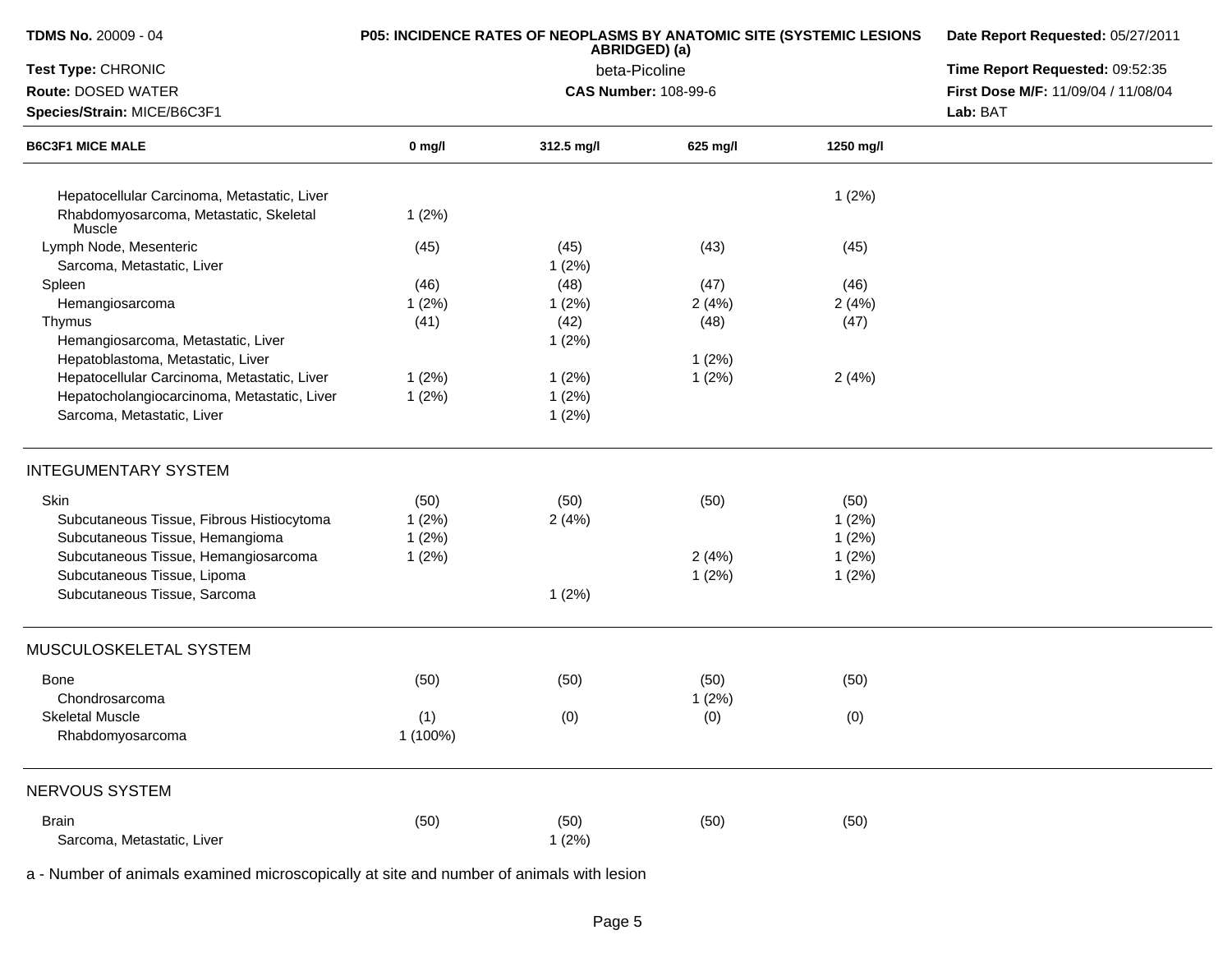**TDMS No.** 20009 - 04
**Test Type:** CHRONIC
**Route:** DOSED WATER
**Species/Strain:** MICE/B6C3F1

**P05: INCIDENCE RATES OF NEOPLASMS BY ANATOMIC SITE (SYSTEMIC LESIONS ABRIDGED) (a)**
beta-Picoline
**CAS Number:** 108-99-6

**Date Report Requested:** 05/27/2011
**Time Report Requested:** 09:52:35
**First Dose M/F:** 11/09/04 / 11/08/04
**Lab:** BAT

| B6C3F1 MICE MALE | 0 mg/l | 312.5 mg/l | 625 mg/l | 1250 mg/l |
|---|---|---|---|---|
| Hepatocellular Carcinoma, Metastatic, Liver | | | | 1 (2%) |
| Rhabdomyosarcoma, Metastatic, Skeletal Muscle | 1 (2%) | | | |
| Lymph Node, Mesenteric | (45) | (45) | (43) | (45) |
| Sarcoma, Metastatic, Liver | | 1 (2%) | | |
| Spleen | (46) | (48) | (47) | (46) |
| Hemangiosarcoma | 1 (2%) | 1 (2%) | 2 (4%) | 2 (4%) |
| Thymus | (41) | (42) | (48) | (47) |
| Hemangiosarcoma, Metastatic, Liver | | 1 (2%) | | |
| Hepatoblastoma, Metastatic, Liver | | | 1 (2%) | |
| Hepatocellular Carcinoma, Metastatic, Liver | 1 (2%) | 1 (2%) | 1 (2%) | 2 (4%) |
| Hepatocholangiocarcinoma, Metastatic, Liver | 1 (2%) | 1 (2%) | | |
| Sarcoma, Metastatic, Liver | | 1 (2%) | | |
| **INTEGUMENTARY SYSTEM** | | | | |
| Skin | (50) | (50) | (50) | (50) |
| Subcutaneous Tissue, Fibrous Histiocytoma | 1 (2%) | 2 (4%) | | 1 (2%) |
| Subcutaneous Tissue, Hemangioma | 1 (2%) | | | 1 (2%) |
| Subcutaneous Tissue, Hemangiosarcoma | 1 (2%) | | 2 (4%) | 1 (2%) |
| Subcutaneous Tissue, Lipoma | | | 1 (2%) | 1 (2%) |
| Subcutaneous Tissue, Sarcoma | | 1 (2%) | | |
| **MUSCULOSKELETAL SYSTEM** | | | | |
| Bone | (50) | (50) | (50) | (50) |
| Chondrosarcoma | | | 1 (2%) | |
| Skeletal Muscle | (1) | (0) | (0) | (0) |
| Rhabdomyosarcoma | 1 (100%) | | | |
| **NERVOUS SYSTEM** | | | | |
| Brain | (50) | (50) | (50) | (50) |
| Sarcoma, Metastatic, Liver | | 1 (2%) | | |

a - Number of animals examined microscopically at site and number of animals with lesion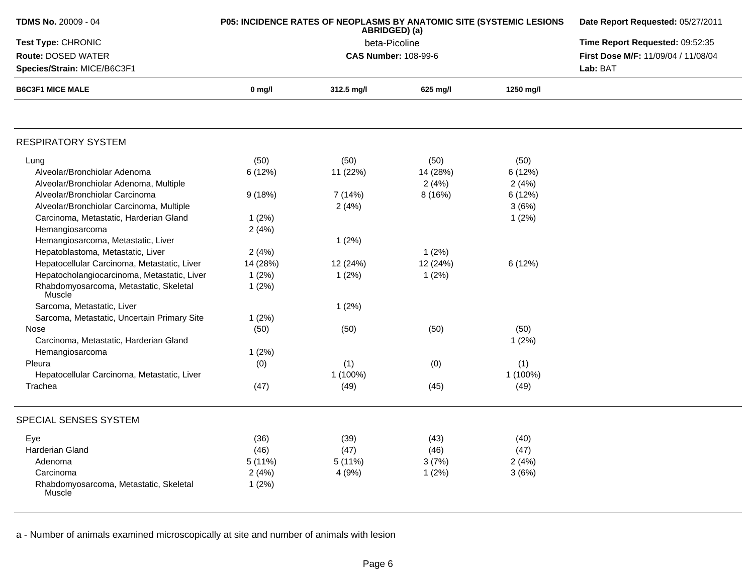**TDMS No.** 20009 - 04
**Test Type:** CHRONIC
**Route:** DOSED WATER
**Species/Strain:** MICE/B6C3F1

**P05: INCIDENCE RATES OF NEOPLASMS BY ANATOMIC SITE (SYSTEMIC LESIONS ABRIDGED) (a)**
beta-Picoline
**CAS Number:** 108-99-6

**Date Report Requested:** 05/27/2011
**Time Report Requested:** 09:52:35
**First Dose M/F:** 11/09/04 / 11/08/04
**Lab:** BAT

| B6C3F1 MICE MALE | 0 mg/l | 312.5 mg/l | 625 mg/l | 1250 mg/l |
|---|---|---|---|---|
| **RESPIRATORY SYSTEM** | | | | |
| Lung | (50) | (50) | (50) | (50) |
| Alveolar/Bronchiolar Adenoma | 6 (12%) | 11 (22%) | 14 (28%) | 6 (12%) |
| Alveolar/Bronchiolar Adenoma, Multiple | | | 2 (4%) | 2 (4%) |
| Alveolar/Bronchiolar Carcinoma | 9 (18%) | 7 (14%) | 8 (16%) | 6 (12%) |
| Alveolar/Bronchiolar Carcinoma, Multiple | | 2 (4%) | | 3 (6%) |
| Carcinoma, Metastatic, Harderian Gland | 1 (2%) | | | 1 (2%) |
| Hemangiosarcoma | 2 (4%) | | | |
| Hemangiosarcoma, Metastatic, Liver | | 1 (2%) | | |
| Hepatoblastoma, Metastatic, Liver | 2 (4%) | | 1 (2%) | |
| Hepatocellular Carcinoma, Metastatic, Liver | 14 (28%) | 12 (24%) | 12 (24%) | 6 (12%) |
| Hepatocholangiocarcinoma, Metastatic, Liver | 1 (2%) | 1 (2%) | 1 (2%) | |
| Rhabdomyosarcoma, Metastatic, Skeletal Muscle | 1 (2%) | | | |
| Sarcoma, Metastatic, Liver | | 1 (2%) | | |
| Sarcoma, Metastatic, Uncertain Primary Site | 1 (2%) | | | |
| Nose | (50) | (50) | (50) | (50) |
| Carcinoma, Metastatic, Harderian Gland | | | | 1 (2%) |
| Hemangiosarcoma | 1 (2%) | | | |
| Pleura | (0) | (1) | (0) | (1) |
| Hepatocellular Carcinoma, Metastatic, Liver | | 1 (100%) | | 1 (100%) |
| Trachea | (47) | (49) | (45) | (49) |
| **SPECIAL SENSES SYSTEM** | | | | |
| Eye | (36) | (39) | (43) | (40) |
| Harderian Gland | (46) | (47) | (46) | (47) |
| Adenoma | 5 (11%) | 5 (11%) | 3 (7%) | 2 (4%) |
| Carcinoma | 2 (4%) | 4 (9%) | 1 (2%) | 3 (6%) |
| Rhabdomyosarcoma, Metastatic, Skeletal Muscle | 1 (2%) | | | |

a - Number of animals examined microscopically at site and number of animals with lesion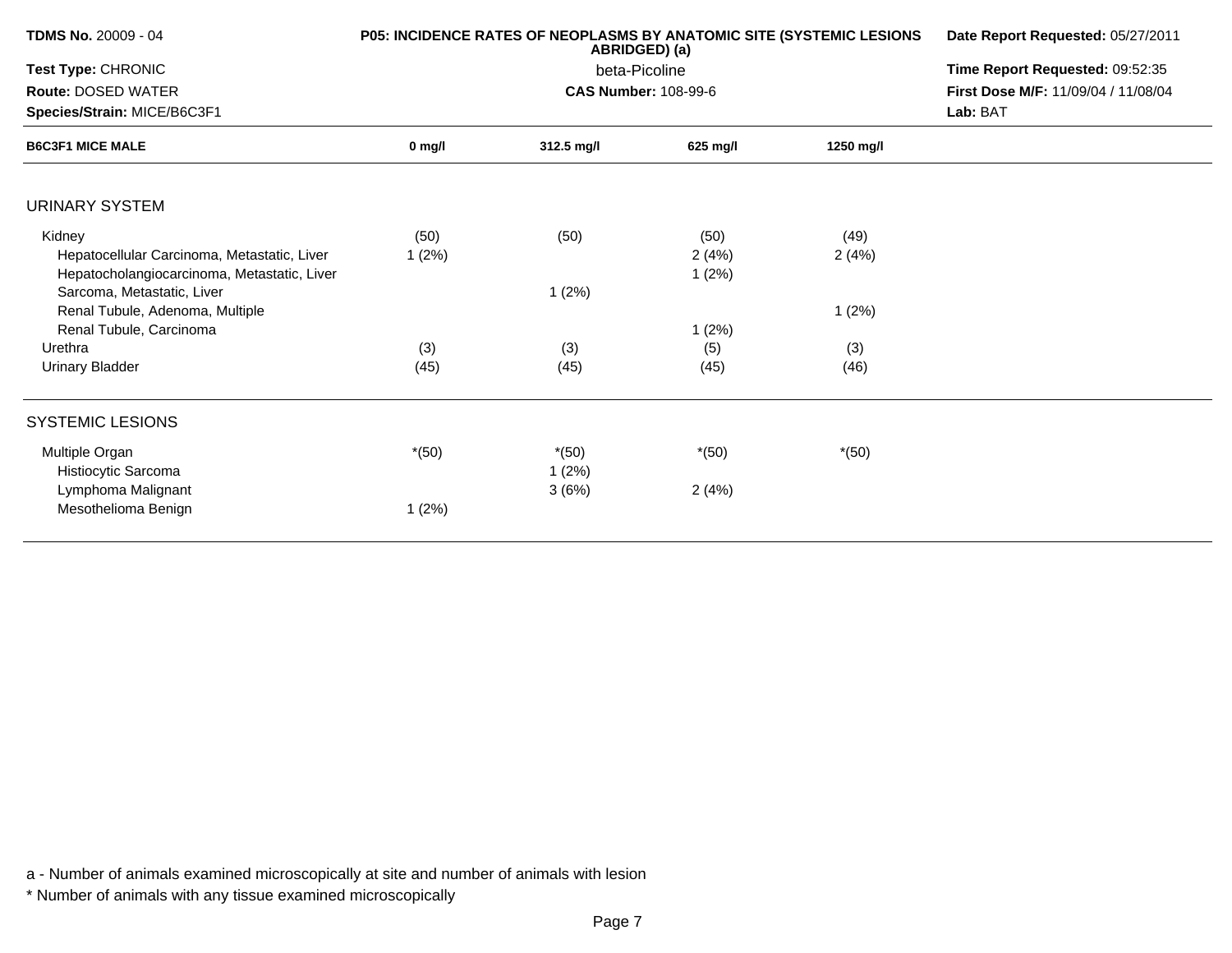**TDMS No.** 20009 - 04

**Test Type:** CHRONIC

**Route:** DOSED WATER

**Species/Strain:** MICE/B6C3F1

**P05: INCIDENCE RATES OF NEOPLASMS BY ANATOMIC SITE (SYSTEMIC LESIONS ABRIDGED) (a)**

beta-Picoline

**CAS Number:** 108-99-6

**Date Report Requested:** 05/27/2011

**Time Report Requested:** 09:52:35

**First Dose M/F:** 11/09/04 / 11/08/04

**Lab:** BAT

| B6C3F1 MICE MALE | 0 mg/l | 312.5 mg/l | 625 mg/l | 1250 mg/l |
|---|---|---|---|---|
| **URINARY SYSTEM** | | | | |
| Kidney | (50) | (50) | (50) | (49) |
| Hepatocellular Carcinoma, Metastatic, Liver | 1 (2%) | | 2 (4%) | 2 (4%) |
| Hepatocholangiocarcinoma, Metastatic, Liver | | | 1 (2%) | |
| Sarcoma, Metastatic, Liver | | 1 (2%) | | |
| Renal Tubule, Adenoma, Multiple | | | | 1 (2%) |
| Renal Tubule, Carcinoma | | | 1 (2%) | |
| Urethra | (3) | (3) | (5) | (3) |
| Urinary Bladder | (45) | (45) | (45) | (46) |
| **SYSTEMIC LESIONS** | | | | |
| Multiple Organ | *(50) | *(50) | *(50) | *(50) |
| Histiocytic Sarcoma | | 1 (2%) | | |
| Lymphoma Malignant | | 3 (6%) | 2 (4%) | |
| Mesothelioma Benign | 1 (2%) | | | |

a - Number of animals examined microscopically at site and number of animals with lesion

* Number of animals with any tissue examined microscopically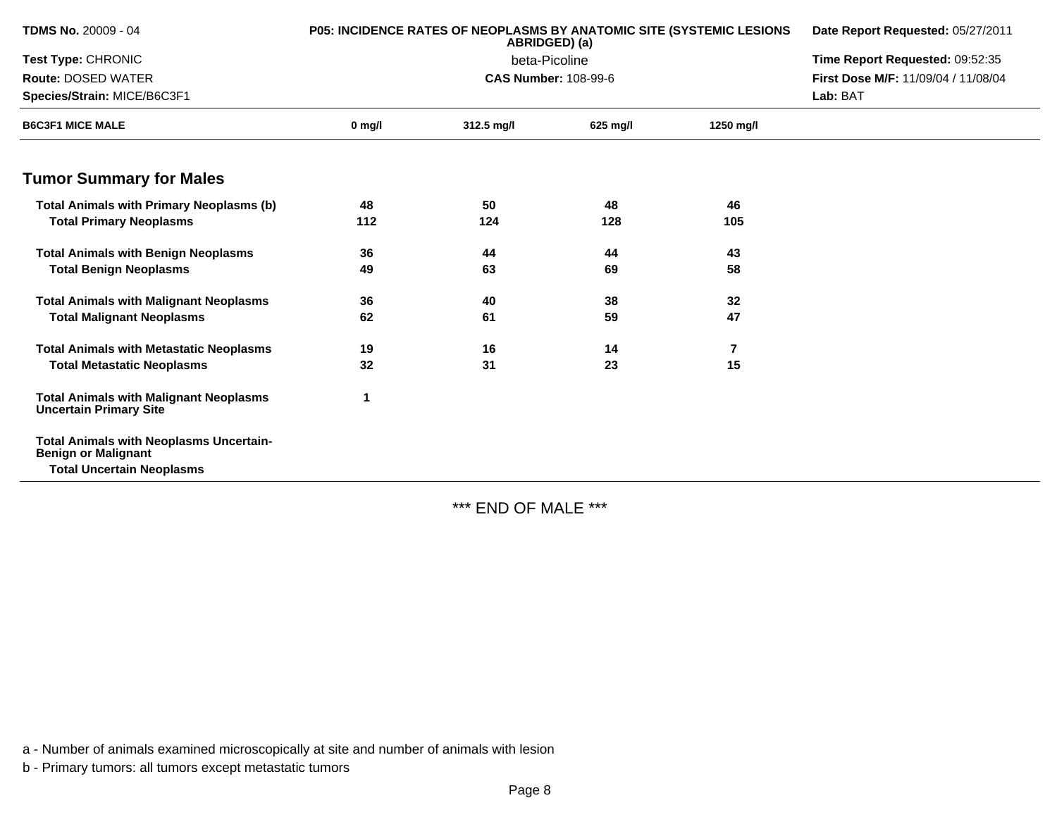| B6C3F1 MICE MALE | 0 mg/l | 312.5 mg/l | 625 mg/l | 1250 mg/l |
|---|---|---|---|---|
| **Tumor Summary for Males** | | | | |
| **Total Animals with Primary Neoplasms (b)** | 48 | 50 | 48 | 46 |
| **Total Primary Neoplasms** | 112 | 124 | 128 | 105 |
| **Total Animals with Benign Neoplasms** | 36 | 44 | 44 | 43 |
| **Total Benign Neoplasms** | 49 | 63 | 69 | 58 |
| **Total Animals with Malignant Neoplasms** | 36 | 40 | 38 | 32 |
| **Total Malignant Neoplasms** | 62 | 61 | 59 | 47 |
| **Total Animals with Metastatic Neoplasms** | 19 | 16 | 14 | 7 |
| **Total Metastatic Neoplasms** | 32 | 31 | 23 | 15 |
| **Total Animals with Malignant Neoplasms Uncertain Primary Site** | 1 | | | |
| **Total Animals with Neoplasms Uncertain-Benign or Malignant** | | | | |
| **Total Uncertain Neoplasms** | | | | |

*** END OF MALE ***

a - Number of animals examined microscopically at site and number of animals with lesion

b - Primary tumors: all tumors except metastatic tumors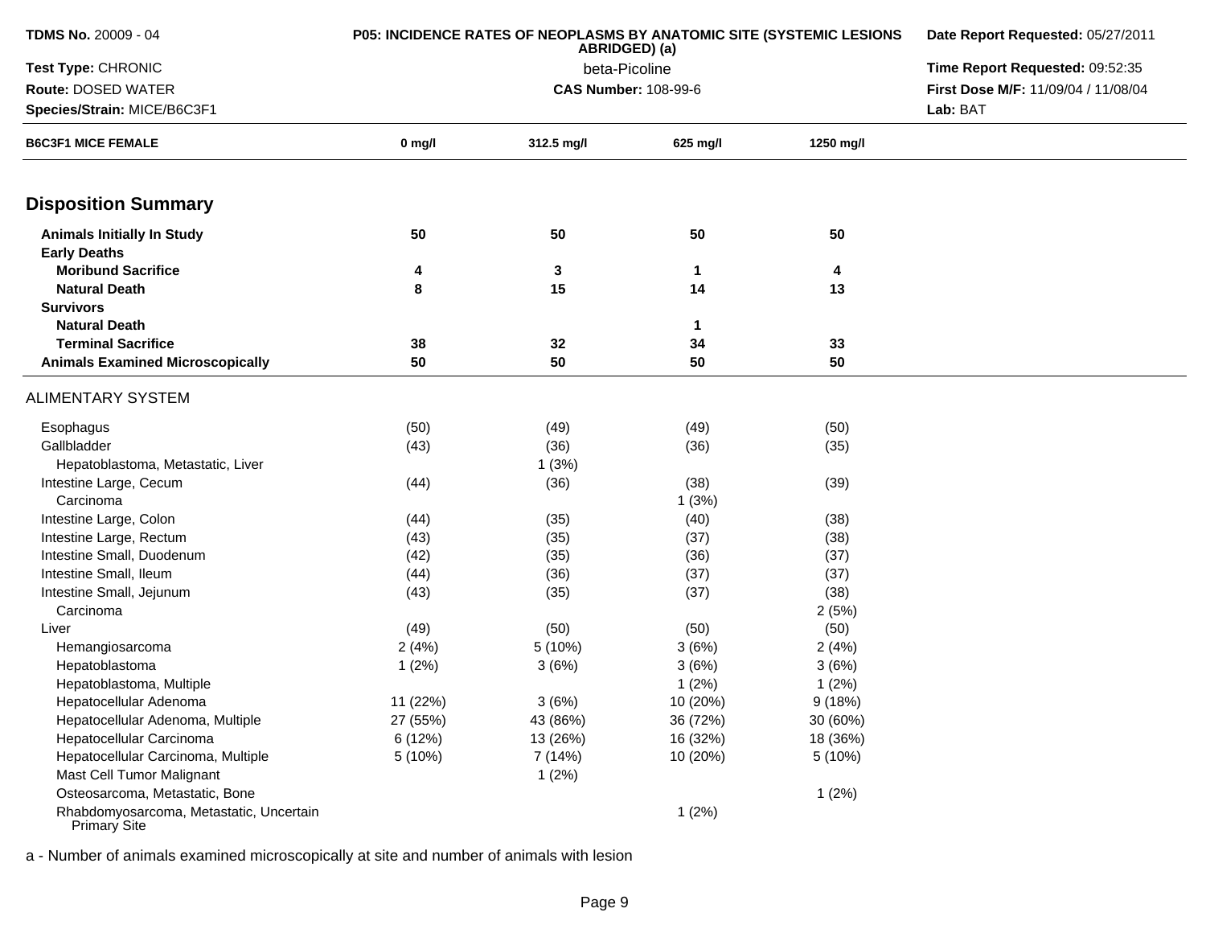**TDMS No.** 20009 - 04
**Test Type:** CHRONIC
**Route:** DOSED WATER
**Species/Strain:** MICE/B6C3F1

**P05: INCIDENCE RATES OF NEOPLASMS BY ANATOMIC SITE (SYSTEMIC LESIONS ABRIDGED) (a)**
beta-Picoline
**CAS Number:** 108-99-6

**Date Report Requested:** 05/27/2011
**Time Report Requested:** 09:52:35
**First Dose M/F:** 11/09/04 / 11/08/04
**Lab:** BAT

| B6C3F1 MICE FEMALE | 0 mg/l | 312.5 mg/l | 625 mg/l | 1250 mg/l |
|---|---|---|---|---|
| **Disposition Summary** | | | | |
| **Animals Initially In Study** | **50** | **50** | **50** | **50** |
| **Early Deaths** | | | | |
| **Moribund Sacrifice** | **4** | **3** | **1** | **4** |
| **Natural Death** | **8** | **15** | **14** | **13** |
| **Survivors** | | | | |
| **Natural Death** | | | **1** | |
| **Terminal Sacrifice** | **38** | **32** | **34** | **33** |
| **Animals Examined Microscopically** | **50** | **50** | **50** | **50** |
| ALIMENTARY SYSTEM | | | | |
| Esophagus | (50) | (49) | (49) | (50) |
| Gallbladder | (43) | (36) | (36) | (35) |
| Hepatoblastoma, Metastatic, Liver | | 1 (3%) | | |
| Intestine Large, Cecum | (44) | (36) | (38) | (39) |
| Carcinoma | | | 1 (3%) | |
| Intestine Large, Colon | (44) | (35) | (40) | (38) |
| Intestine Large, Rectum | (43) | (35) | (37) | (38) |
| Intestine Small, Duodenum | (42) | (35) | (36) | (37) |
| Intestine Small, Ileum | (44) | (36) | (37) | (37) |
| Intestine Small, Jejunum | (43) | (35) | (37) | (38) |
| Carcinoma | | | | 2 (5%) |
| Liver | (49) | (50) | (50) | (50) |
| Hemangiosarcoma | 2 (4%) | 5 (10%) | 3 (6%) | 2 (4%) |
| Hepatoblastoma | 1 (2%) | 3 (6%) | 3 (6%) | 3 (6%) |
| Hepatoblastoma, Multiple | | | 1 (2%) | 1 (2%) |
| Hepatocellular Adenoma | 11 (22%) | 3 (6%) | 10 (20%) | 9 (18%) |
| Hepatocellular Adenoma, Multiple | 27 (55%) | 43 (86%) | 36 (72%) | 30 (60%) |
| Hepatocellular Carcinoma | 6 (12%) | 13 (26%) | 16 (32%) | 18 (36%) |
| Hepatocellular Carcinoma, Multiple | 5 (10%) | 7 (14%) | 10 (20%) | 5 (10%) |
| Mast Cell Tumor Malignant | | 1 (2%) | | |
| Osteosarcoma, Metastatic, Bone | | | | 1 (2%) |
| Rhabdomyosarcoma, Metastatic, Uncertain Primary Site | | | 1 (2%) | |

a - Number of animals examined microscopically at site and number of animals with lesion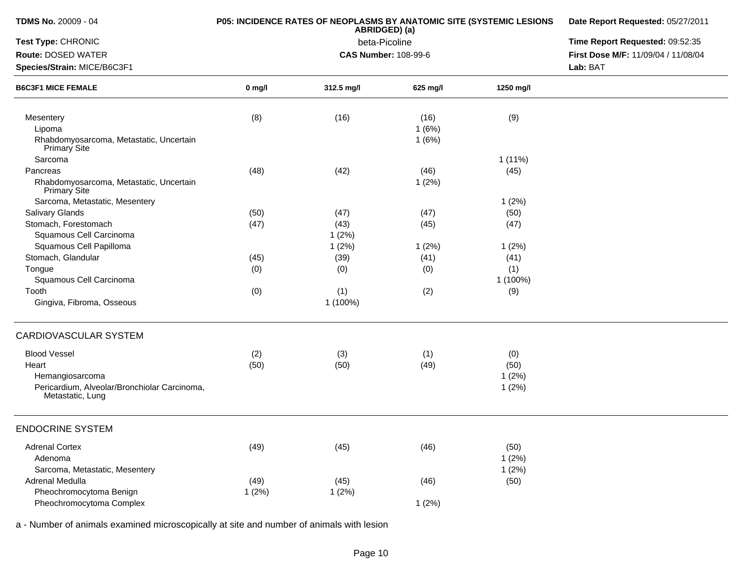| B6C3F1 MICE FEMALE | 0 mg/l | 312.5 mg/l | 625 mg/l | 1250 mg/l |
|---|---|---|---|---|
| Mesentery | (8) | (16) | (16) | (9) |
| Lipoma | | | 1 (6%) | |
| Rhabdomyosarcoma, Metastatic, Uncertain Primary Site | | | 1 (6%) | |
| Sarcoma | | | | 1 (11%) |
| Pancreas | (48) | (42) | (46) | (45) |
| Rhabdomyosarcoma, Metastatic, Uncertain Primary Site | | | 1 (2%) | |
| Sarcoma, Metastatic, Mesentery | | | | 1 (2%) |
| Salivary Glands | (50) | (47) | (47) | (50) |
| Stomach, Forestomach | (47) | (43) | (45) | (47) |
| Squamous Cell Carcinoma | | 1 (2%) | | |
| Squamous Cell Papilloma | | 1 (2%) | 1 (2%) | 1 (2%) |
| Stomach, Glandular | (45) | (39) | (41) | (41) |
| Tongue | (0) | (0) | (0) | (1) |
| Squamous Cell Carcinoma | | | | 1 (100%) |
| Tooth | (0) | (1) | (2) | (9) |
| Gingiva, Fibroma, Osseous | | 1 (100%) | | |

CARDIOVASCULAR SYSTEM

| | 0 mg/l | 312.5 mg/l | 625 mg/l | 1250 mg/l |
|---|---|---|---|---|
| Blood Vessel | (2) | (3) | (1) | (0) |
| Heart | (50) | (50) | (49) | (50) |
| Hemangiosarcoma | | | | 1 (2%) |
| Pericardium, Alveolar/Bronchiolar Carcinoma, Metastatic, Lung | | | | 1 (2%) |

ENDOCRINE SYSTEM

| | 0 mg/l | 312.5 mg/l | 625 mg/l | 1250 mg/l |
|---|---|---|---|---|
| Adrenal Cortex | (49) | (45) | (46) | (50) |
| Adenoma | | | | 1 (2%) |
| Sarcoma, Metastatic, Mesentery | | | | 1 (2%) |
| Adrenal Medulla | (49) | (45) | (46) | (50) |
| Pheochromocytoma Benign | 1 (2%) | 1 (2%) | | |
| Pheochromocytoma Complex | | | 1 (2%) | |

a - Number of animals examined microscopically at site and number of animals with lesion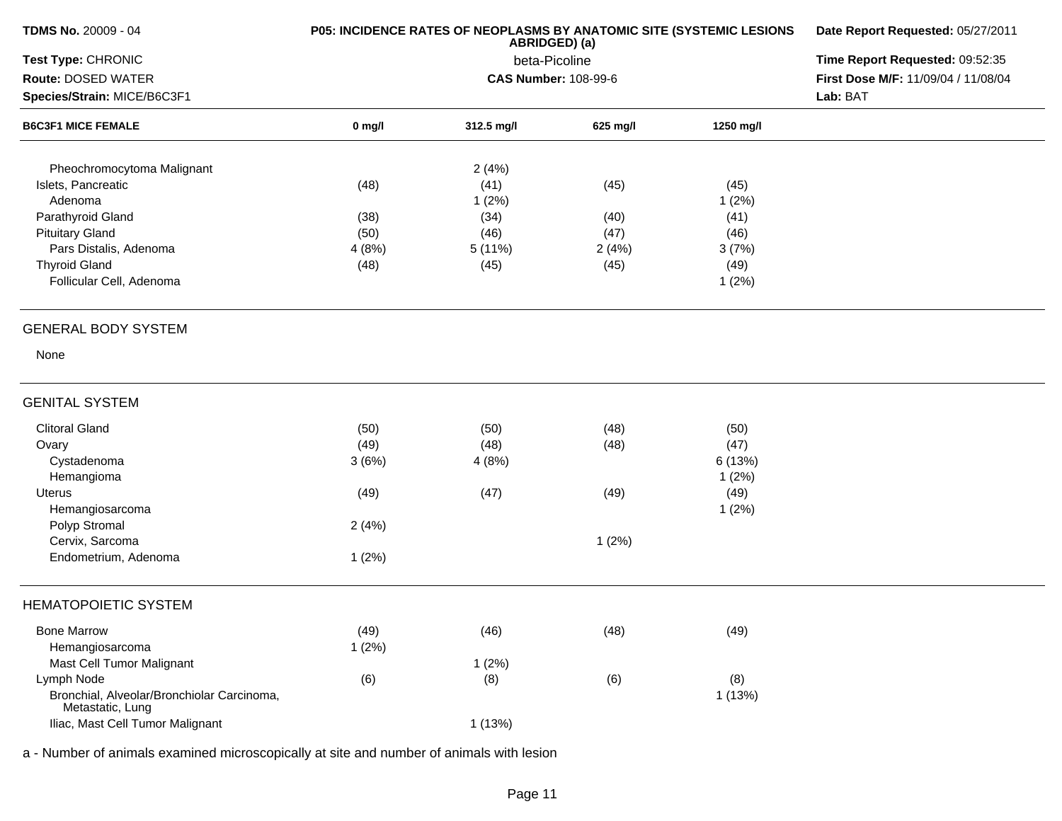| B6C3F1 MICE FEMALE | 0 mg/l | 312.5 mg/l | 625 mg/l | 1250 mg/l |
|---|---|---|---|---|
| Pheochromocytoma Malignant | | 2 (4%) | | |
| Islets, Pancreatic | (48) | (41) | (45) | (45) |
| Adenoma | | 1 (2%) | | 1 (2%) |
| Parathyroid Gland | (38) | (34) | (40) | (41) |
| Pituitary Gland | (50) | (46) | (47) | (46) |
| Pars Distalis, Adenoma | 4 (8%) | 5 (11%) | 2 (4%) | 3 (7%) |
| Thyroid Gland | (48) | (45) | (45) | (49) |
| Follicular Cell, Adenoma | | | | 1 (2%) |

## GENERAL BODY SYSTEM

None

## GENITAL SYSTEM

| B6C3F1 MICE FEMALE | 0 mg/l | 312.5 mg/l | 625 mg/l | 1250 mg/l |
|---|---|---|---|---|
| Clitoral Gland | (50) | (50) | (48) | (50) |
| Ovary | (49) | (48) | (48) | (47) |
| Cystadenoma | 3 (6%) | 4 (8%) | | 6 (13%) |
| Hemangioma | | | | 1 (2%) |
| Uterus | (49) | (47) | (49) | (49) |
| Hemangiosarcoma | | | | 1 (2%) |
| Polyp Stromal | 2 (4%) | | | |
| Cervix, Sarcoma | | | 1 (2%) | |
| Endometrium, Adenoma | 1 (2%) | | | |

## HEMATOPOIETIC SYSTEM

| B6C3F1 MICE FEMALE | 0 mg/l | 312.5 mg/l | 625 mg/l | 1250 mg/l |
|---|---|---|---|---|
| Bone Marrow | (49) | (46) | (48) | (49) |
| Hemangiosarcoma | 1 (2%) | | | |
| Mast Cell Tumor Malignant | | 1 (2%) | | |
| Lymph Node | (6) | (8) | (6) | (8) |
| Bronchial, Alveolar/Bronchiolar Carcinoma, Metastatic, Lung | | | | 1 (13%) |
| Iliac, Mast Cell Tumor Malignant | | 1 (13%) | | |

a - Number of animals examined microscopically at site and number of animals with lesion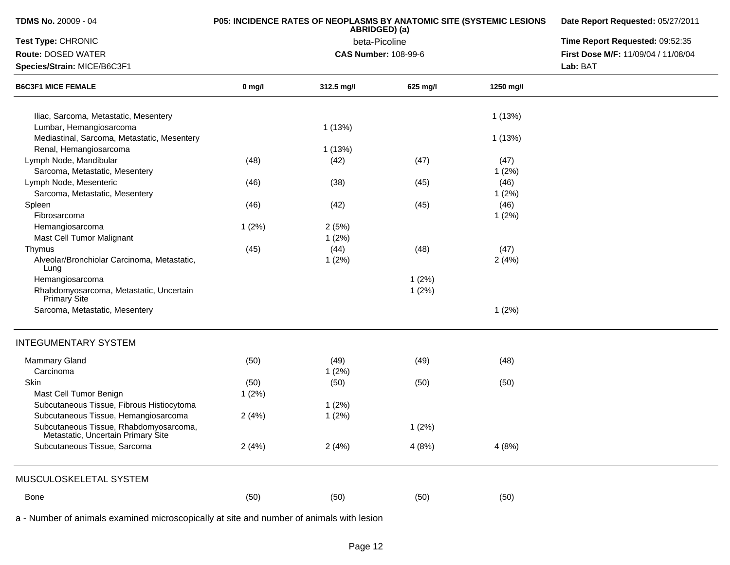**TDMS No.** 20009 - 04
**Test Type:** CHRONIC
**Route:** DOSED WATER
**Species/Strain:** MICE/B6C3F1

**P05: INCIDENCE RATES OF NEOPLASMS BY ANATOMIC SITE (SYSTEMIC LESIONS ABRIDGED) (a)**
beta-Picoline
**CAS Number:** 108-99-6

**Date Report Requested:** 05/27/2011
**Time Report Requested:** 09:52:35
**First Dose M/F:** 11/09/04 / 11/08/04
**Lab:** BAT

| B6C3F1 MICE FEMALE | 0 mg/l | 312.5 mg/l | 625 mg/l | 1250 mg/l |
|---|---|---|---|---|
| Iliac, Sarcoma, Metastatic, Mesentery | | | | 1 (13%) |
| Lumbar, Hemangiosarcoma | | 1 (13%) | | |
| Mediastinal, Sarcoma, Metastatic, Mesentery | | | | 1 (13%) |
| Renal, Hemangiosarcoma | | 1 (13%) | | |
| Lymph Node, Mandibular | (48) | (42) | (47) | (47) |
| Sarcoma, Metastatic, Mesentery | | | | 1 (2%) |
| Lymph Node, Mesenteric | (46) | (38) | (45) | (46) |
| Sarcoma, Metastatic, Mesentery | | | | 1 (2%) |
| Spleen | (46) | (42) | (45) | (46) |
| Fibrosarcoma | | | | 1 (2%) |
| Hemangiosarcoma | 1 (2%) | 2 (5%) | | |
| Mast Cell Tumor Malignant | | 1 (2%) | | |
| Thymus | (45) | (44) | (48) | (47) |
| Alveolar/Bronchiolar Carcinoma, Metastatic, Lung | | 1 (2%) | | 2 (4%) |
| Hemangiosarcoma | | | 1 (2%) | |
| Rhabdomyosarcoma, Metastatic, Uncertain Primary Site | | | 1 (2%) | |
| Sarcoma, Metastatic, Mesentery | | | | 1 (2%) |
| **INTEGUMENTARY SYSTEM** | | | | |
| Mammary Gland | (50) | (49) | (49) | (48) |
| Carcinoma | | 1 (2%) | | |
| Skin | (50) | (50) | (50) | (50) |
| Mast Cell Tumor Benign | 1 (2%) | | | |
| Subcutaneous Tissue, Fibrous Histiocytoma | | 1 (2%) | | |
| Subcutaneous Tissue, Hemangiosarcoma | 2 (4%) | 1 (2%) | | |
| Subcutaneous Tissue, Rhabdomyosarcoma, Metastatic, Uncertain Primary Site | | | 1 (2%) | |
| Subcutaneous Tissue, Sarcoma | 2 (4%) | 2 (4%) | 4 (8%) | 4 (8%) |
| **MUSCULOSKELETAL SYSTEM** | | | | |
| Bone | (50) | (50) | (50) | (50) |

a - Number of animals examined microscopically at site and number of animals with lesion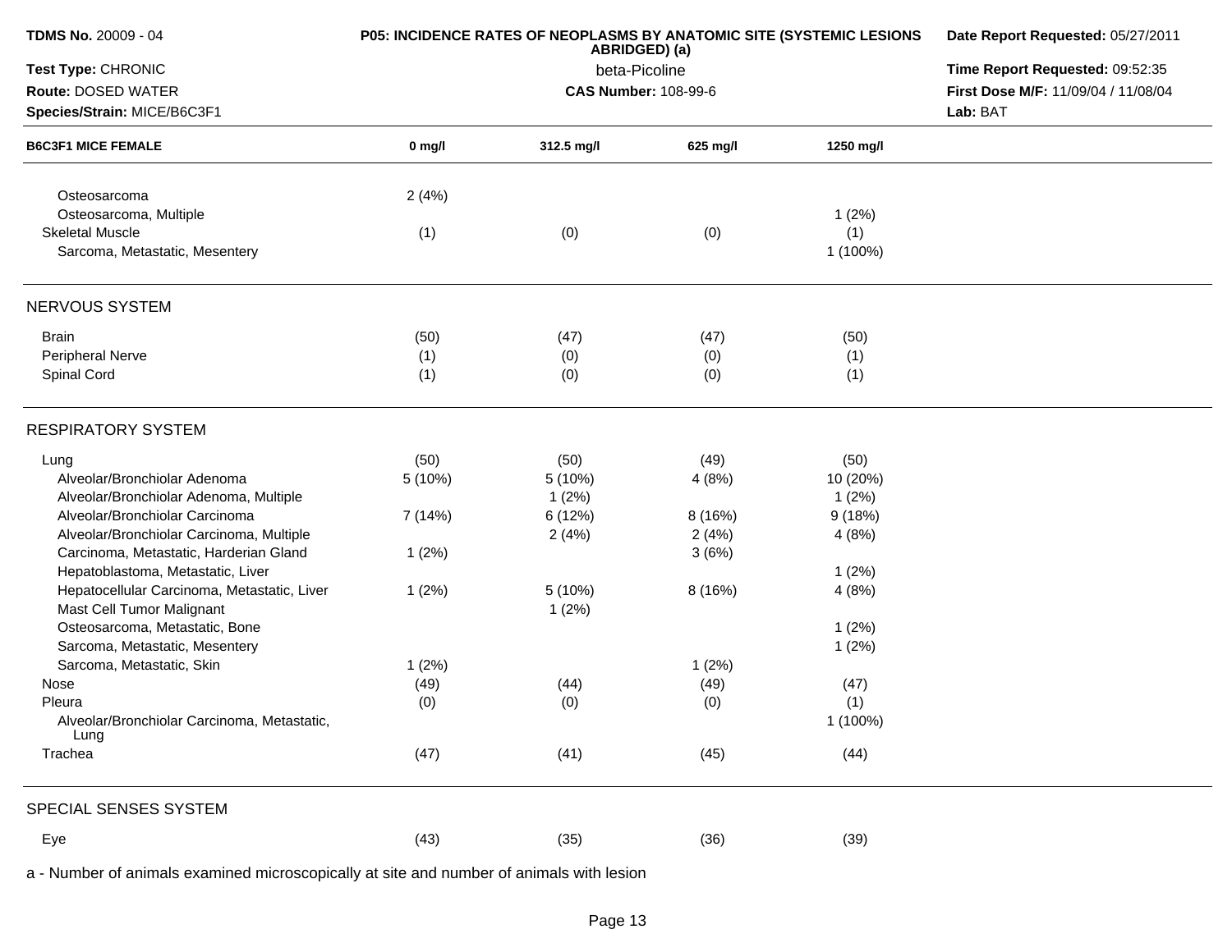| B6C3F1 MICE FEMALE | 0 mg/l | 312.5 mg/l | 625 mg/l | 1250 mg/l |
|---|---|---|---|---|
| Osteosarcoma | 2 (4%) | | | |
| Osteosarcoma, Multiple | | | | 1 (2%) |
| Skeletal Muscle | (1) | (0) | (0) | (1) |
| Sarcoma, Metastatic, Mesentery | | | | 1 (100%) |
| **NERVOUS SYSTEM** | | | | |
| Brain | (50) | (47) | (47) | (50) |
| Peripheral Nerve | (1) | (0) | (0) | (1) |
| Spinal Cord | (1) | (0) | (0) | (1) |
| **RESPIRATORY SYSTEM** | | | | |
| Lung | (50) | (50) | (49) | (50) |
| Alveolar/Bronchiolar Adenoma | 5 (10%) | 5 (10%) | 4 (8%) | 10 (20%) |
| Alveolar/Bronchiolar Adenoma, Multiple | | 1 (2%) | | 1 (2%) |
| Alveolar/Bronchiolar Carcinoma | 7 (14%) | 6 (12%) | 8 (16%) | 9 (18%) |
| Alveolar/Bronchiolar Carcinoma, Multiple | | 2 (4%) | 2 (4%) | 4 (8%) |
| Carcinoma, Metastatic, Harderian Gland | 1 (2%) | | 3 (6%) | |
| Hepatoblastoma, Metastatic, Liver | | | | 1 (2%) |
| Hepatocellular Carcinoma, Metastatic, Liver | 1 (2%) | 5 (10%) | 8 (16%) | 4 (8%) |
| Mast Cell Tumor Malignant | | 1 (2%) | | |
| Osteosarcoma, Metastatic, Bone | | | | 1 (2%) |
| Sarcoma, Metastatic, Mesentery | | | | 1 (2%) |
| Sarcoma, Metastatic, Skin | 1 (2%) | | 1 (2%) | |
| Nose | (49) | (44) | (49) | (47) |
| Pleura | (0) | (0) | (0) | (1) |
| Alveolar/Bronchiolar Carcinoma, Metastatic, Lung | | | | 1 (100%) |
| Trachea | (47) | (41) | (45) | (44) |
| **SPECIAL SENSES SYSTEM** | | | | |
| Eye | (43) | (35) | (36) | (39) |

a - Number of animals examined microscopically at site and number of animals with lesion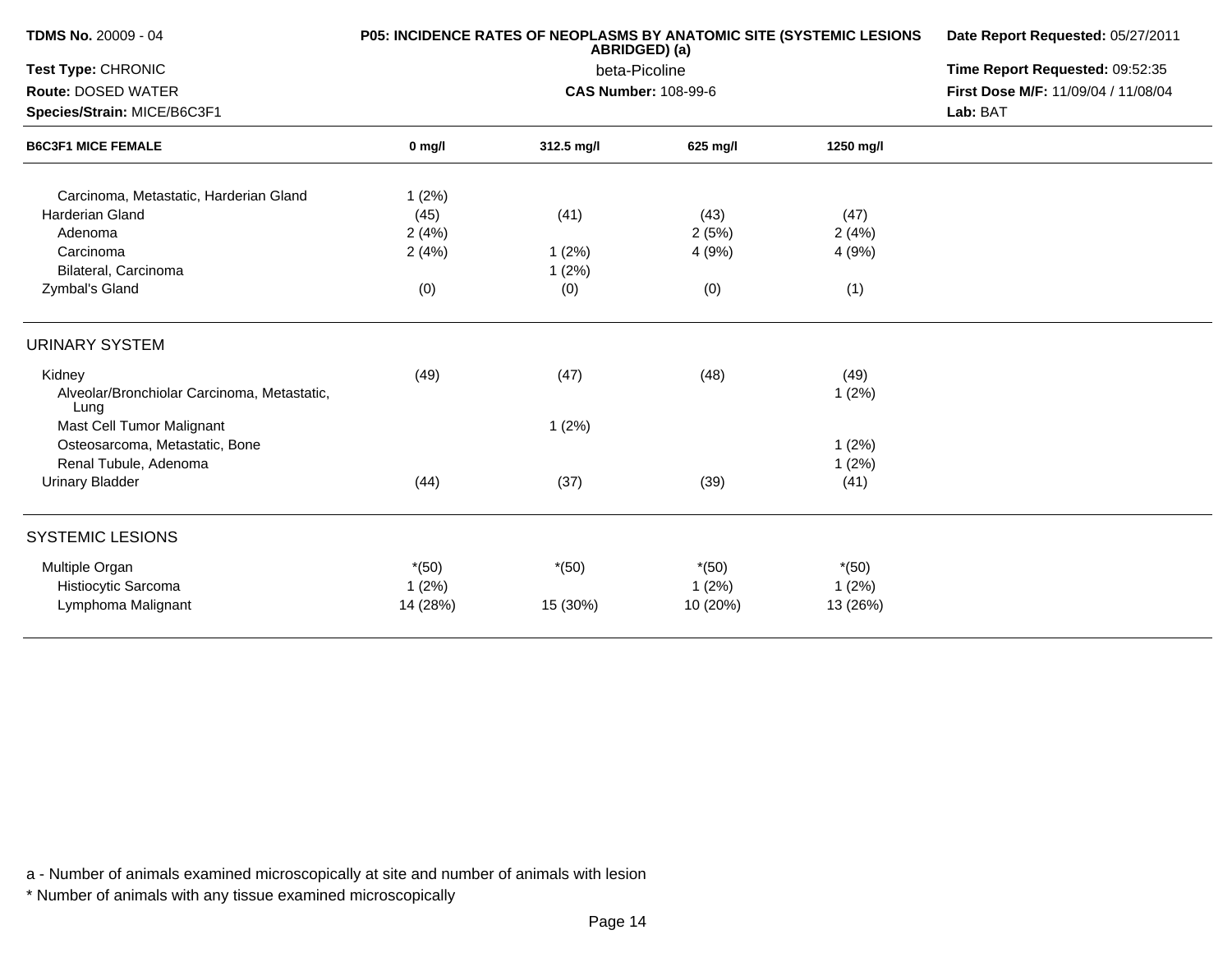**TDMS No.** 20009 - 04
**Test Type:** CHRONIC
**Route:** DOSED WATER
**Species/Strain:** MICE/B6C3F1

**P05: INCIDENCE RATES OF NEOPLASMS BY ANATOMIC SITE (SYSTEMIC LESIONS ABRIDGED) (a)**
beta-Picoline
**CAS Number:** 108-99-6

**Date Report Requested:** 05/27/2011
**Time Report Requested:** 09:52:35
**First Dose M/F:** 11/09/04 / 11/08/04
**Lab:** BAT

| B6C3F1 MICE FEMALE | 0 mg/l | 312.5 mg/l | 625 mg/l | 1250 mg/l |
|---|---|---|---|---|
| Carcinoma, Metastatic, Harderian Gland | 1 (2%) | | | |
| Harderian Gland | (45) | (41) | (43) | (47) |
| Adenoma | 2 (4%) | | 2 (5%) | 2 (4%) |
| Carcinoma | 2 (4%) | 1 (2%) | 4 (9%) | 4 (9%) |
| Bilateral, Carcinoma | | 1 (2%) | | |
| Zymbal's Gland | (0) | (0) | (0) | (1) |
| **URINARY SYSTEM** | | | | |
| Kidney | (49) | (47) | (48) | (49) |
| Alveolar/Bronchiolar Carcinoma, Metastatic, Lung | | | | 1 (2%) |
| Mast Cell Tumor Malignant | | 1 (2%) | | |
| Osteosarcoma, Metastatic, Bone | | | | 1 (2%) |
| Renal Tubule, Adenoma | | | | 1 (2%) |
| Urinary Bladder | (44) | (37) | (39) | (41) |
| **SYSTEMIC LESIONS** | | | | |
| Multiple Organ | *(50) | *(50) | *(50) | *(50) |
| Histiocytic Sarcoma | 1 (2%) | | 1 (2%) | 1 (2%) |
| Lymphoma Malignant | 14 (28%) | 15 (30%) | 10 (20%) | 13 (26%) |

a - Number of animals examined microscopically at site and number of animals with lesion

* Number of animals with any tissue examined microscopically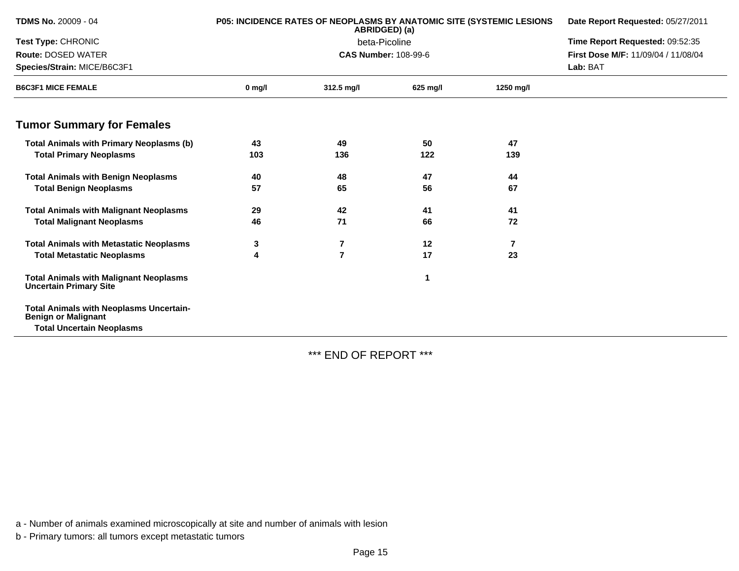TDMS No. 20009 - 04

Test Type: CHRONIC

Route: DOSED WATER

Species/Strain: MICE/B6C3F1

**P05: INCIDENCE RATES OF NEOPLASMS BY ANATOMIC SITE (SYSTEMIC LESIONS ABRIDGED) (a)**

beta-Picoline

**CAS Number:** 108-99-6

**Date Report Requested:** 05/27/2011

**Time Report Requested:** 09:52:35

**First Dose M/F:** 11/09/04 / 11/08/04

**Lab:** BAT

| B6C3F1 MICE FEMALE | 0 mg/l | 312.5 mg/l | 625 mg/l | 1250 mg/l |
|---|---|---|---|---|

## Tumor Summary for Females

| | | | | |
|---|---|---|---|---|
| **Total Animals with Primary Neoplasms (b)** | 43 | 49 | 50 | 47 |
| **Total Primary Neoplasms** | 103 | 136 | 122 | 139 |
| **Total Animals with Benign Neoplasms** | 40 | 48 | 47 | 44 |
| **Total Benign Neoplasms** | 57 | 65 | 56 | 67 |
| **Total Animals with Malignant Neoplasms** | 29 | 42 | 41 | 41 |
| **Total Malignant Neoplasms** | 46 | 71 | 66 | 72 |
| **Total Animals with Metastatic Neoplasms** | 3 | 7 | 12 | 7 |
| **Total Metastatic Neoplasms** | 4 | 7 | 17 | 23 |
| **Total Animals with Malignant Neoplasms Uncertain Primary Site** | | | 1 | |
| **Total Animals with Neoplasms Uncertain-Benign or Malignant** | | | | |
| **Total Uncertain Neoplasms** | | | | |

\*\*\* END OF REPORT \*\*\*

a - Number of animals examined microscopically at site and number of animals with lesion

b - Primary tumors: all tumors except metastatic tumors